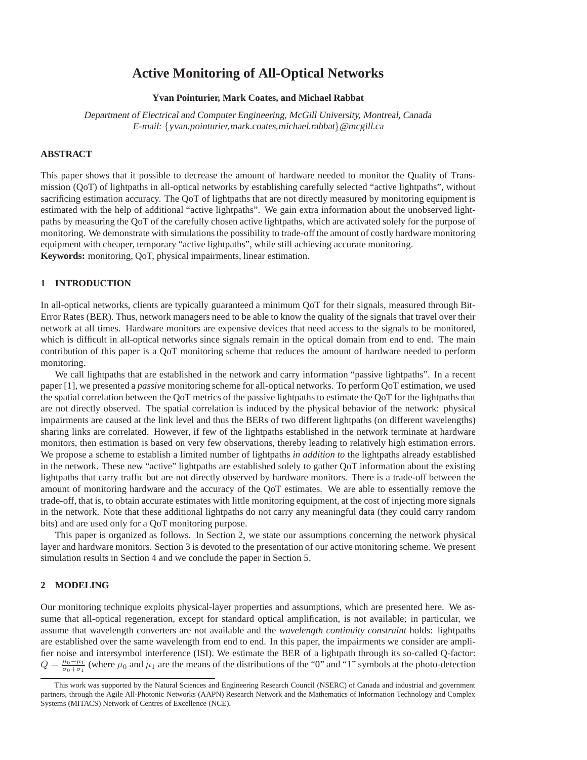# Active Monitoring of All-Optical Networks

**Yvan Pointurier, Mark Coates, and Michael Rabbat**

*Department of Electrical and Computer Engineering, McGill University, Montreal, Canada*
*E-mail: {yvan.pointurier,mark.coates,michael.rabbat}@mcgill.ca*

## ABSTRACT

This paper shows that it possible to decrease the amount of hardware needed to monitor the Quality of Transmission (QoT) of lightpaths in all-optical networks by establishing carefully selected "active lightpaths", without sacrificing estimation accuracy. The QoT of lightpaths that are not directly measured by monitoring equipment is estimated with the help of additional "active lightpaths". We gain extra information about the unobserved lightpaths by measuring the QoT of the carefully chosen active lightpaths, which are activated solely for the purpose of monitoring. We demonstrate with simulations the possibility to trade-off the amount of costly hardware monitoring equipment with cheaper, temporary "active lightpaths", while still achieving accurate monitoring.
**Keywords:** monitoring, QoT, physical impairments, linear estimation.

## 1 INTRODUCTION

In all-optical networks, clients are typically guaranteed a minimum QoT for their signals, measured through Bit-Error Rates (BER). Thus, network managers need to be able to know the quality of the signals that travel over their network at all times. Hardware monitors are expensive devices that need access to the signals to be monitored, which is difficult in all-optical networks since signals remain in the optical domain from end to end. The main contribution of this paper is a QoT monitoring scheme that reduces the amount of hardware needed to perform monitoring.

We call lightpaths that are established in the network and carry information "passive lightpaths". In a recent paper [1], we presented a *passive* monitoring scheme for all-optical networks. To perform QoT estimation, we used the spatial correlation between the QoT metrics of the passive lightpaths to estimate the QoT for the lightpaths that are not directly observed. The spatial correlation is induced by the physical behavior of the network: physical impairments are caused at the link level and thus the BERs of two different lightpaths (on different wavelengths) sharing links are correlated. However, if few of the lightpaths established in the network terminate at hardware monitors, then estimation is based on very few observations, thereby leading to relatively high estimation errors. We propose a scheme to establish a limited number of lightpaths *in addition to* the lightpaths already established in the network. These new "active" lightpaths are established solely to gather QoT information about the existing lightpaths that carry traffic but are not directly observed by hardware monitors. There is a trade-off between the amount of monitoring hardware and the accuracy of the QoT estimates. We are able to essentially remove the trade-off, that is, to obtain accurate estimates with little monitoring equipment, at the cost of injecting more signals in the network. Note that these additional lightpaths do not carry any meaningful data (they could carry random bits) and are used only for a QoT monitoring purpose.

This paper is organized as follows. In Section 2, we state our assumptions concerning the network physical layer and hardware monitors. Section 3 is devoted to the presentation of our active monitoring scheme. We present simulation results in Section 4 and we conclude the paper in Section 5.

## 2 MODELING

Our monitoring technique exploits physical-layer properties and assumptions, which are presented here. We assume that all-optical regeneration, except for standard optical amplification, is not available; in particular, we assume that wavelength converters are not available and the *wavelength continuity constraint* holds: lightpaths are established over the same wavelength from end to end. In this paper, the impairments we consider are amplifier noise and intersymbol interference (ISI). We estimate the BER of a lightpath through its so-called Q-factor: $Q = \frac{\mu_0 - \mu_1}{\sigma_0 + \sigma_1}$ (where $\mu_0$ and $\mu_1$ are the means of the distributions of the "0" and "1" symbols at the photo-detection

This work was supported by the Natural Sciences and Engineering Research Council (NSERC) of Canada and industrial and government partners, through the Agile All-Photonic Networks (AAPN) Research Network and the Mathematics of Information Technology and Complex Systems (MITACS) Network of Centres of Excellence (NCE).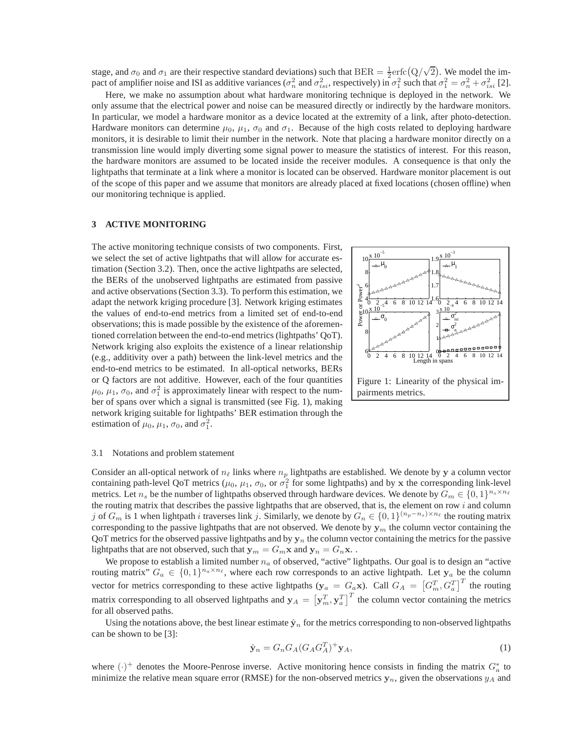stage, and $\sigma_0$ and $\sigma_1$ are their respective standard deviations) such that $\mathrm{BER} = \frac{1}{2}\mathrm{erfc}\left(\mathrm{Q}/\sqrt{2}\right)$. We model the impact of amplifier noise and ISI as additive variances ($\sigma_n^2$ and $\sigma_{isi}^2$, respectively) in $\sigma_1^2$ such that $\sigma_1^2 = \sigma_n^2 + \sigma_{isi}^2$ [2].

Here, we make no assumption about what hardware monitoring technique is deployed in the network. We only assume that the electrical power and noise can be measured directly or indirectly by the hardware monitors. In particular, we model a hardware monitor as a device located at the extremity of a link, after photo-detection. Hardware monitors can determine $\mu_0$, $\mu_1$, $\sigma_0$ and $\sigma_1$. Because of the high costs related to deploying hardware monitors, it is desirable to limit their number in the network. Note that placing a hardware monitor directly on a transmission line would imply diverting some signal power to measure the statistics of interest. For this reason, the hardware monitors are assumed to be located inside the receiver modules. A consequence is that only the lightpaths that terminate at a link where a monitor is located can be observed. Hardware monitor placement is out of the scope of this paper and we assume that monitors are already placed at fixed locations (chosen offline) when our monitoring technique is applied.

## 3 ACTIVE MONITORING

The active monitoring technique consists of two components. First, we select the set of active lightpaths that will allow for accurate estimation (Section 3.2). Then, once the active lightpaths are selected, the BERs of the unobserved lightpaths are estimated from passive and active observations (Section 3.3). To perform this estimation, we adapt the network kriging procedure [3]. Network kriging estimates the values of end-to-end metrics from a limited set of end-to-end observations; this is made possible by the existence of the aforementioned correlation between the end-to-end metrics (lightpaths' QoT). Network kriging also exploits the existence of a linear relationship (e.g., additivity over a path) between the link-level metrics and the end-to-end metrics to be estimated. In all-optical networks, BERs or Q factors are not additive. However, each of the four quantities $\mu_0$, $\mu_1$, $\sigma_0$, and $\sigma_1^2$ is approximately linear with respect to the number of spans over which a signal is transmitted (see Fig. 1), making network kriging suitable for lightpaths' BER estimation through the estimation of $\mu_0$, $\mu_1$, $\sigma_0$, and $\sigma_1^2$.

Figure 1: Linearity of the physical impairments metrics.

### 3.1 Notations and problem statement

Consider an all-optical network of $n_\ell$ links where $n_p$ lightpaths are established. We denote by $\mathbf{y}$ a column vector containing path-level QoT metrics ($\mu_0$, $\mu_1$, $\sigma_0$, or $\sigma_1^2$ for some lightpaths) and by $\mathbf{x}$ the corresponding link-level metrics. Let $n_s$ be the number of lightpaths observed through hardware devices. We denote by $G_m \in \{0,1\}^{n_s \times n_\ell}$ the routing matrix that describes the passive lightpaths that are observed, that is, the element on row $i$ and column $j$ of $G_m$ is 1 when lightpath $i$ traverses link $j$. Similarly, we denote by $G_n \in \{0,1\}^{(n_p - n_s)\times n_\ell}$ the routing matrix corresponding to the passive lightpaths that are not observed. We denote by $\mathbf{y}_m$ the column vector containing the QoT metrics for the observed passive lightpaths and by $\mathbf{y}_n$ the column vector containing the metrics for the passive lightpaths that are not observed, such that $\mathbf{y}_m = G_m\mathbf{x}$ and $\mathbf{y}_n = G_n\mathbf{x}$. .

We propose to establish a limited number $n_a$ of observed, "active" lightpaths. Our goal is to design an "active routing matrix" $G_a \in \{0,1\}^{n_a \times n_\ell}$, where each row corresponds to an active lightpath. Let $\mathbf{y}_a$ be the column vector for metrics corresponding to these active lightpaths ($\mathbf{y}_a = G_a\mathbf{x}$). Call $G_A = \left[G_m^T, G_a^T\right]^T$ the routing matrix corresponding to all observed lightpaths and $\mathbf{y}_A = \left[\mathbf{y}_m^T, \mathbf{y}_a^T\right]^T$ the column vector containing the metrics for all observed paths.

Using the notations above, the best linear estimate $\hat{\mathbf{y}}_n$ for the metrics corresponding to non-observed lightpaths can be shown to be [3]:

$$\hat{\mathbf{y}}_n = G_n G_A (G_A G_A^T)^+ \mathbf{y}_A, \tag{1}$$

where $(\cdot)^+$ denotes the Moore-Penrose inverse. Active monitoring hence consists in finding the matrix $G_a^*$ to minimize the relative mean square error (RMSE) for the non-observed metrics $\mathbf{y}_n$, given the observations $y_A$ and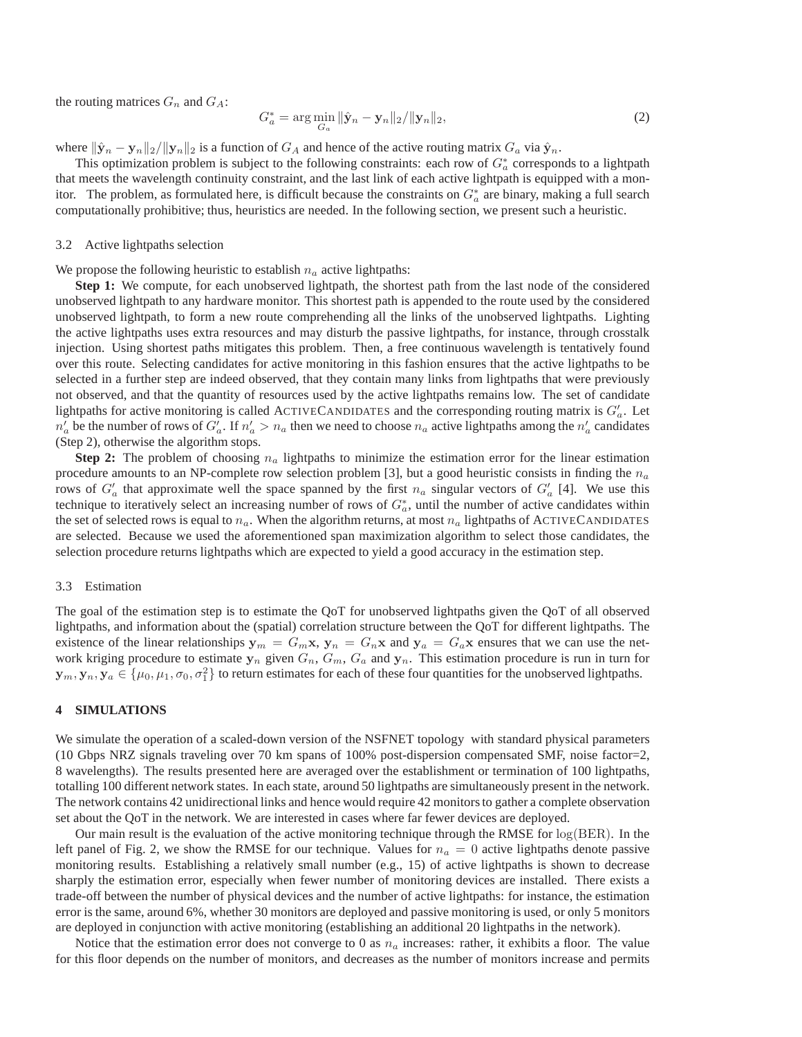the routing matrices $G_n$ and $G_A$:

$$G_a^* = \arg\min_{G_a} \|\hat{\mathbf{y}}_n - \mathbf{y}_n\|_2 / \|\mathbf{y}_n\|_2, \tag{2}$$

where $\|\hat{\mathbf{y}}_n - \mathbf{y}_n\|_2 / \|\mathbf{y}_n\|_2$ is a function of $G_A$ and hence of the active routing matrix $G_a$ via $\hat{\mathbf{y}}_n$.

This optimization problem is subject to the following constraints: each row of $G_a^*$ corresponds to a lightpath that meets the wavelength continuity constraint, and the last link of each active lightpath is equipped with a monitor. The problem, as formulated here, is difficult because the constraints on $G_a^*$ are binary, making a full search computationally prohibitive; thus, heuristics are needed. In the following section, we present such a heuristic.

### 3.2 Active lightpaths selection

We propose the following heuristic to establish $n_a$ active lightpaths:

**Step 1:** We compute, for each unobserved lightpath, the shortest path from the last node of the considered unobserved lightpath to any hardware monitor. This shortest path is appended to the route used by the considered unobserved lightpath, to form a new route comprehending all the links of the unobserved lightpaths. Lighting the active lightpaths uses extra resources and may disturb the passive lightpaths, for instance, through crosstalk injection. Using shortest paths mitigates this problem. Then, a free continuous wavelength is tentatively found over this route. Selecting candidates for active monitoring in this fashion ensures that the active lightpaths to be selected in a further step are indeed observed, that they contain many links from lightpaths that were previously not observed, and that the quantity of resources used by the active lightpaths remains low. The set of candidate lightpaths for active monitoring is called ActiveCandidates and the corresponding routing matrix is $G_a'$. Let $n_a'$ be the number of rows of $G_a'$. If $n_a' > n_a$ then we need to choose $n_a$ active lightpaths among the $n_a'$ candidates (Step 2), otherwise the algorithm stops.

**Step 2:** The problem of choosing $n_a$ lightpaths to minimize the estimation error for the linear estimation procedure amounts to an NP-complete row selection problem [3], but a good heuristic consists in finding the $n_a$ rows of $G_a'$ that approximate well the space spanned by the first $n_a$ singular vectors of $G_a'$ [4]. We use this technique to iteratively select an increasing number of rows of $G_a^*$, until the number of active candidates within the set of selected rows is equal to $n_a$. When the algorithm returns, at most $n_a$ lightpaths of ActiveCandidates are selected. Because we used the aforementioned span maximization algorithm to select those candidates, the selection procedure returns lightpaths which are expected to yield a good accuracy in the estimation step.

### 3.3 Estimation

The goal of the estimation step is to estimate the QoT for unobserved lightpaths given the QoT of all observed lightpaths, and information about the (spatial) correlation structure between the QoT for different lightpaths. The existence of the linear relationships $\mathbf{y}_m = G_m\mathbf{x}$, $\mathbf{y}_n = G_n\mathbf{x}$ and $\mathbf{y}_a = G_a\mathbf{x}$ ensures that we can use the network kriging procedure to estimate $\mathbf{y}_n$ given $G_n$, $G_m$, $G_a$ and $\mathbf{y}_n$. This estimation procedure is run in turn for $\mathbf{y}_m, \mathbf{y}_n, \mathbf{y}_a \in \{\mu_0, \mu_1, \sigma_0, \sigma_1^2\}$ to return estimates for each of these four quantities for the unobserved lightpaths.

## 4 SIMULATIONS

We simulate the operation of a scaled-down version of the NSFNET topology with standard physical parameters (10 Gbps NRZ signals traveling over 70 km spans of 100% post-dispersion compensated SMF, noise factor=2, 8 wavelengths). The results presented here are averaged over the establishment or termination of 100 lightpaths, totalling 100 different network states. In each state, around 50 lightpaths are simultaneously present in the network. The network contains 42 unidirectional links and hence would require 42 monitors to gather a complete observation set about the QoT in the network. We are interested in cases where far fewer devices are deployed.

Our main result is the evaluation of the active monitoring technique through the RMSE for $\log(\mathrm{BER})$. In the left panel of Fig. 2, we show the RMSE for our technique. Values for $n_a = 0$ active lightpaths denote passive monitoring results. Establishing a relatively small number (e.g., 15) of active lightpaths is shown to decrease sharply the estimation error, especially when fewer number of monitoring devices are installed. There exists a trade-off between the number of physical devices and the number of active lightpaths: for instance, the estimation error is the same, around 6%, whether 30 monitors are deployed and passive monitoring is used, or only 5 monitors are deployed in conjunction with active monitoring (establishing an additional 20 lightpaths in the network).

Notice that the estimation error does not converge to 0 as $n_a$ increases: rather, it exhibits a floor. The value for this floor depends on the number of monitors, and decreases as the number of monitors increase and permits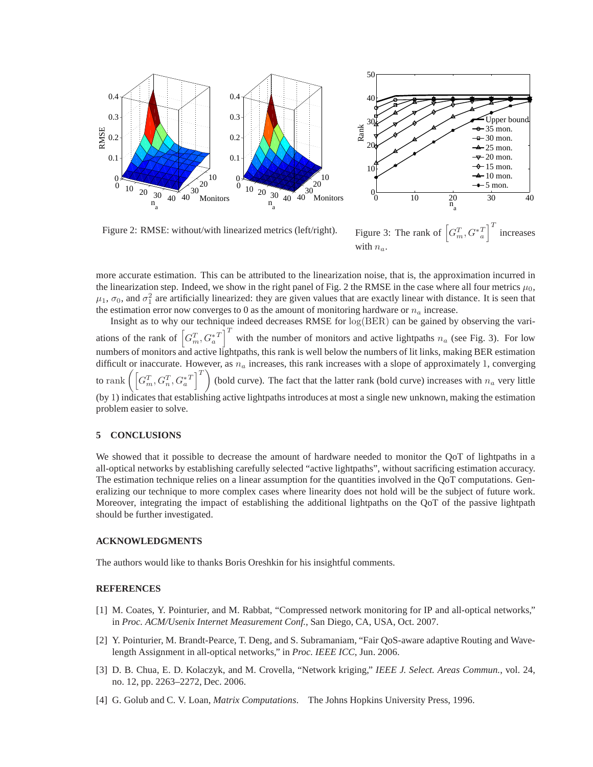RMSE

0.4

0.3

0.2

0.1

0

0 10 20 30 40

$n_a$

40 30 20 10

Monitors

Figure 2: RMSE: without/with linearized metrics (left/right).

Rank

50

40

30

20

10

0

0 10 20 30 40

$n_a$

Upper bound

35 mon.

30 mon.

25 mon.

20 mon.

15 mon.

10 mon.

5 mon.

Figure 3: The rank of $\left[G_m^T, G_a^{*T}\right]^T$ increases with $n_a$.

more accurate estimation. This can be attributed to the linearization noise, that is, the approximation incurred in the linearization step. Indeed, we show in the right panel of Fig. 2 the RMSE in the case where all four metrics $\mu_0$, $\mu_1$, $\sigma_0$, and $\sigma_1^2$ are artificially linearized: they are given values that are exactly linear with distance. It is seen that the estimation error now converges to 0 as the amount of monitoring hardware or $n_a$ increase.

Insight as to why our technique indeed decreases RMSE for $\log(\mathrm{BER})$ can be gained by observing the variations of the rank of $\left[G_m^T, G_a^{*T}\right]^T$ with the number of monitors and active lightpaths $n_a$ (see Fig. 3). For low numbers of monitors and active lightpaths, this rank is well below the numbers of lit links, making BER estimation difficult or inaccurate. However, as $n_a$ increases, this rank increases with a slope of approximately 1, converging to $\mathrm{rank}\left(\left[G_m^T, G_n^T, G_a^{*T}\right]^T\right)$ (bold curve). The fact that the latter rank (bold curve) increases with $n_a$ very little (by 1) indicates that establishing active lightpaths introduces at most a single new unknown, making the estimation problem easier to solve.

## 5 CONCLUSIONS

We showed that it possible to decrease the amount of hardware needed to monitor the QoT of lightpaths in a all-optical networks by establishing carefully selected "active lightpaths", without sacrificing estimation accuracy. The estimation technique relies on a linear assumption for the quantities involved in the QoT computations. Generalizing our technique to more complex cases where linearity does not hold will be the subject of future work. Moreover, integrating the impact of establishing the additional lightpaths on the QoT of the passive lightpath should be further investigated.

## ACKNOWLEDGMENTS

The authors would like to thanks Boris Oreshkin for his insightful comments.

## REFERENCES

[1] M. Coates, Y. Pointurier, and M. Rabbat, "Compressed network monitoring for IP and all-optical networks," in *Proc. ACM/Usenix Internet Measurement Conf.*, San Diego, CA, USA, Oct. 2007.

[2] Y. Pointurier, M. Brandt-Pearce, T. Deng, and S. Subramaniam, "Fair QoS-aware adaptive Routing and Wavelength Assignment in all-optical networks," in *Proc. IEEE ICC*, Jun. 2006.

[3] D. B. Chua, E. D. Kolaczyk, and M. Crovella, "Network kriging," *IEEE J. Select. Areas Commun.*, vol. 24, no. 12, pp. 2263–2272, Dec. 2006.

[4] G. Golub and C. V. Loan, *Matrix Computations*. The Johns Hopkins University Press, 1996.